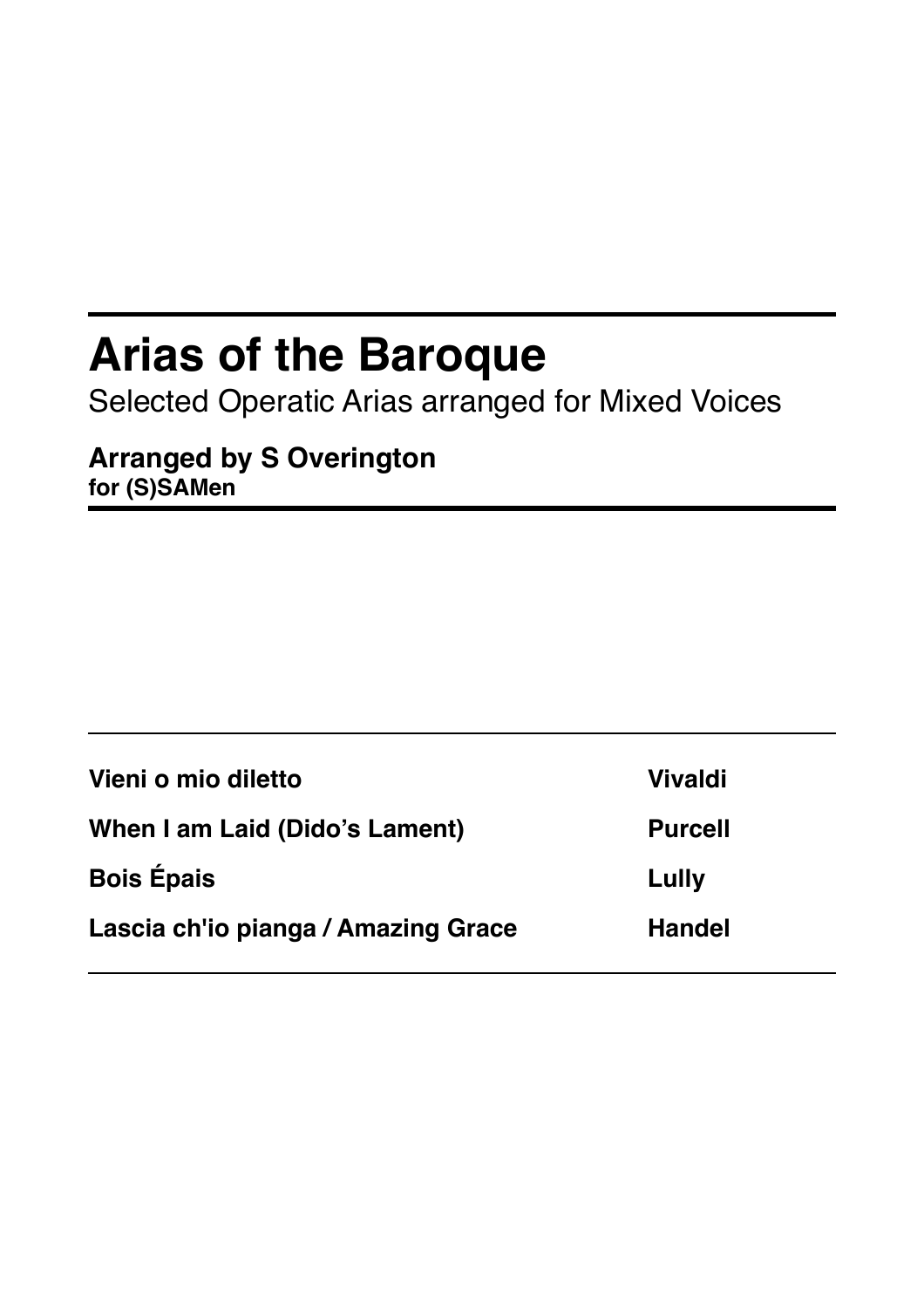# Arias of the Baroque

Selected Operatic Arias arranged for Mixed Voices

**Arranged by S Overington**
**for (S)SAMen**

| | |
|---|---|
| **Vieni o mio diletto** | **Vivaldi** |
| **When I am Laid (Dido's Lament)** | **Purcell** |
| **Bois Épais** | **Lully** |
| **Lascia ch'io pianga / Amazing Grace** | **Handel** |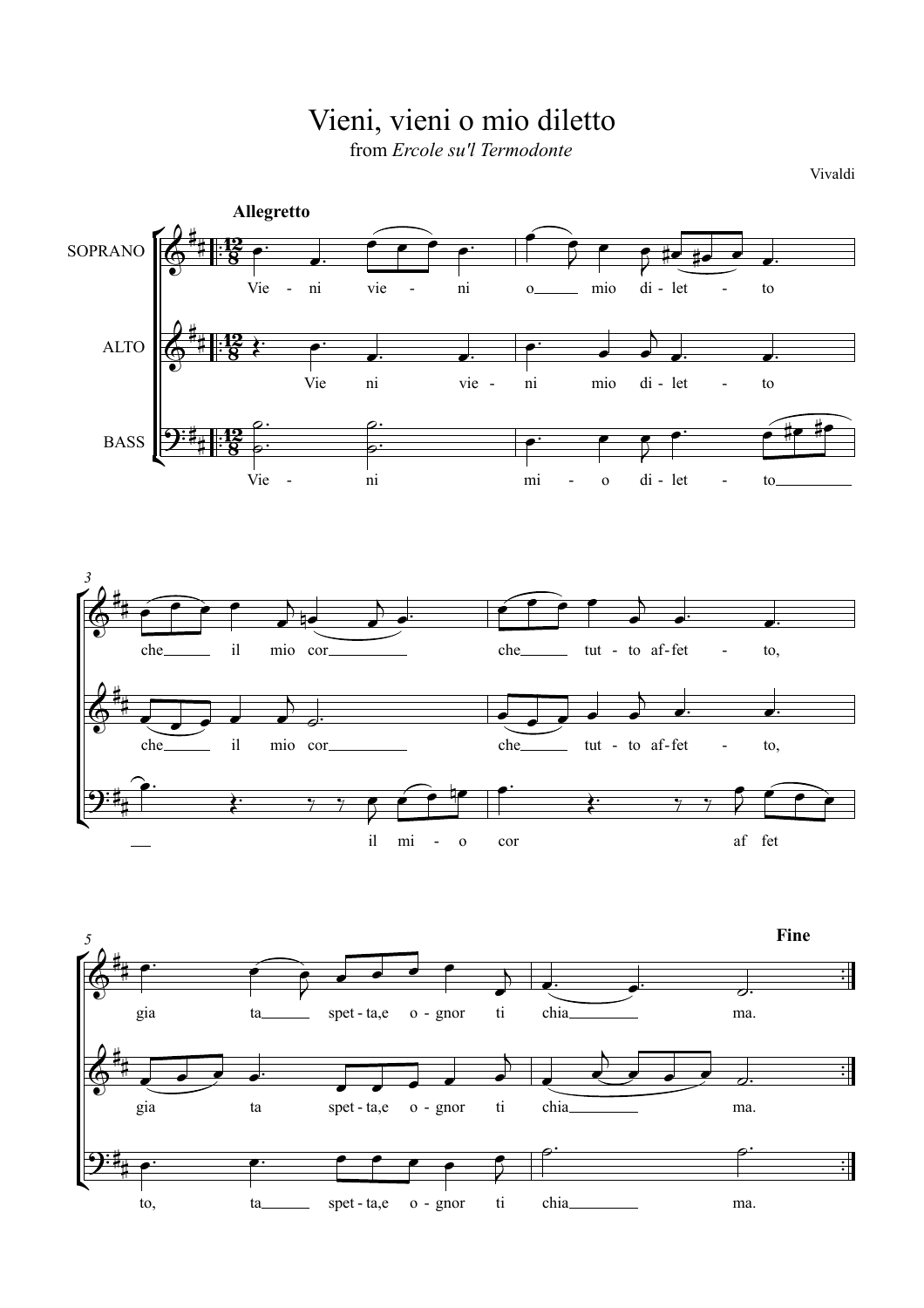# Vieni, vieni o mio diletto

from *Ercole su'l Termodonte*

Vivaldi

**Allegretto**

SOPRANO

ALTO

BASS

Vie - ni vie - ni o mio di - let - to

Vie ni vie - ni mio di - let - to

Vie - ni mi - o di - let - to

che il mio cor che tut - to af - fet - to,

che il mio cor che tut - to af - fet - to,

il mi - o cor af fet

gia ta spet - ta,e o - gnor ti chia ma.

gia ta spet - ta,e o - gnor ti chia ma.

to, ta spet - ta,e o - gnor ti chia ma.

**Fine**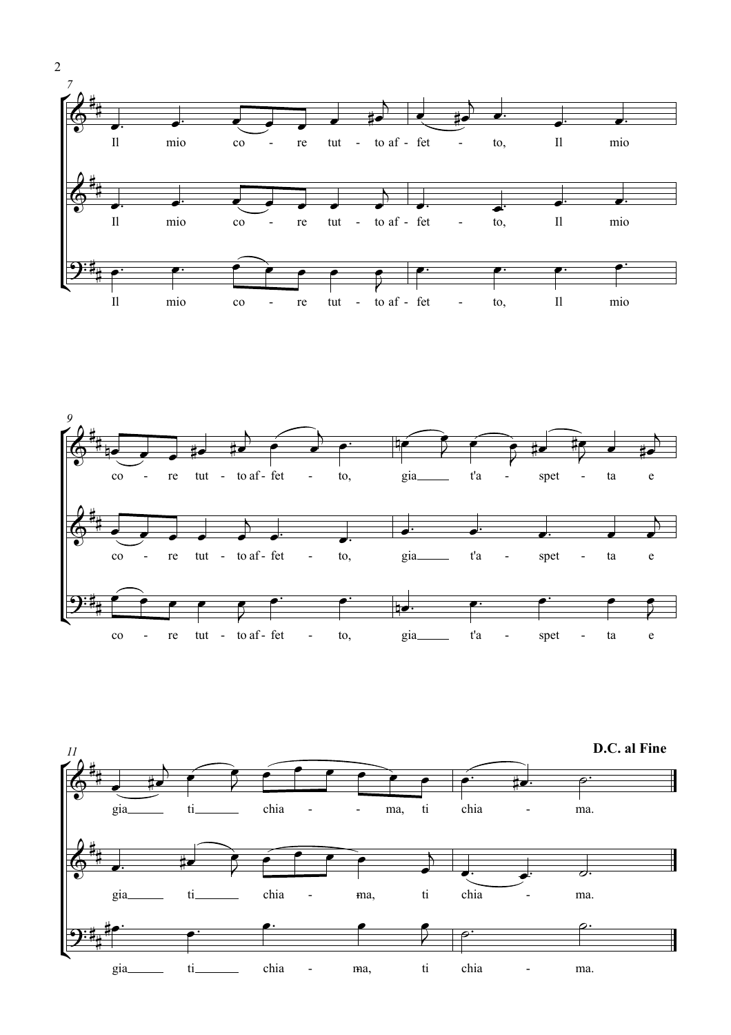**D.C. al Fine**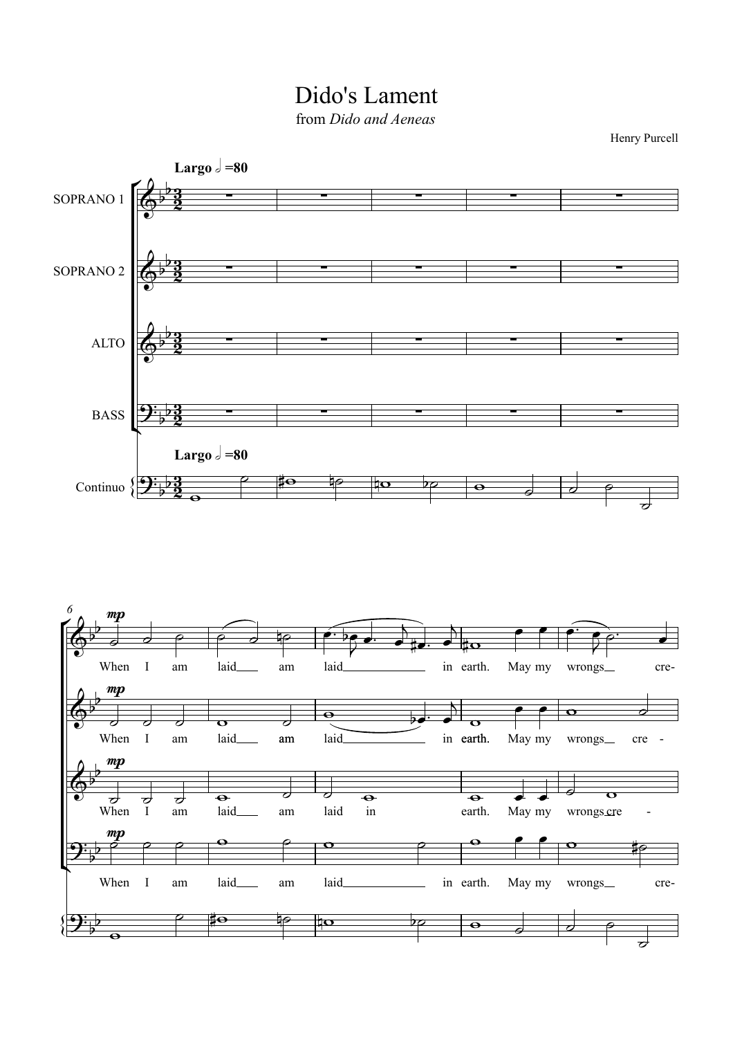# Dido's Lament

from *Dido and Aeneas*

Henry Purcell

**Largo** 𝅗𝅥 =80

SOPRANO 1

SOPRANO 2

ALTO

BASS

Continuo

*mp*

When I am laid am laid in earth. May my wrongs cre-

When I am laid am laid in earth. May my wrongs cre -

When I am laid am laid in earth. May my wrongs cre -

When I am laid am laid in earth. May my wrongs cre-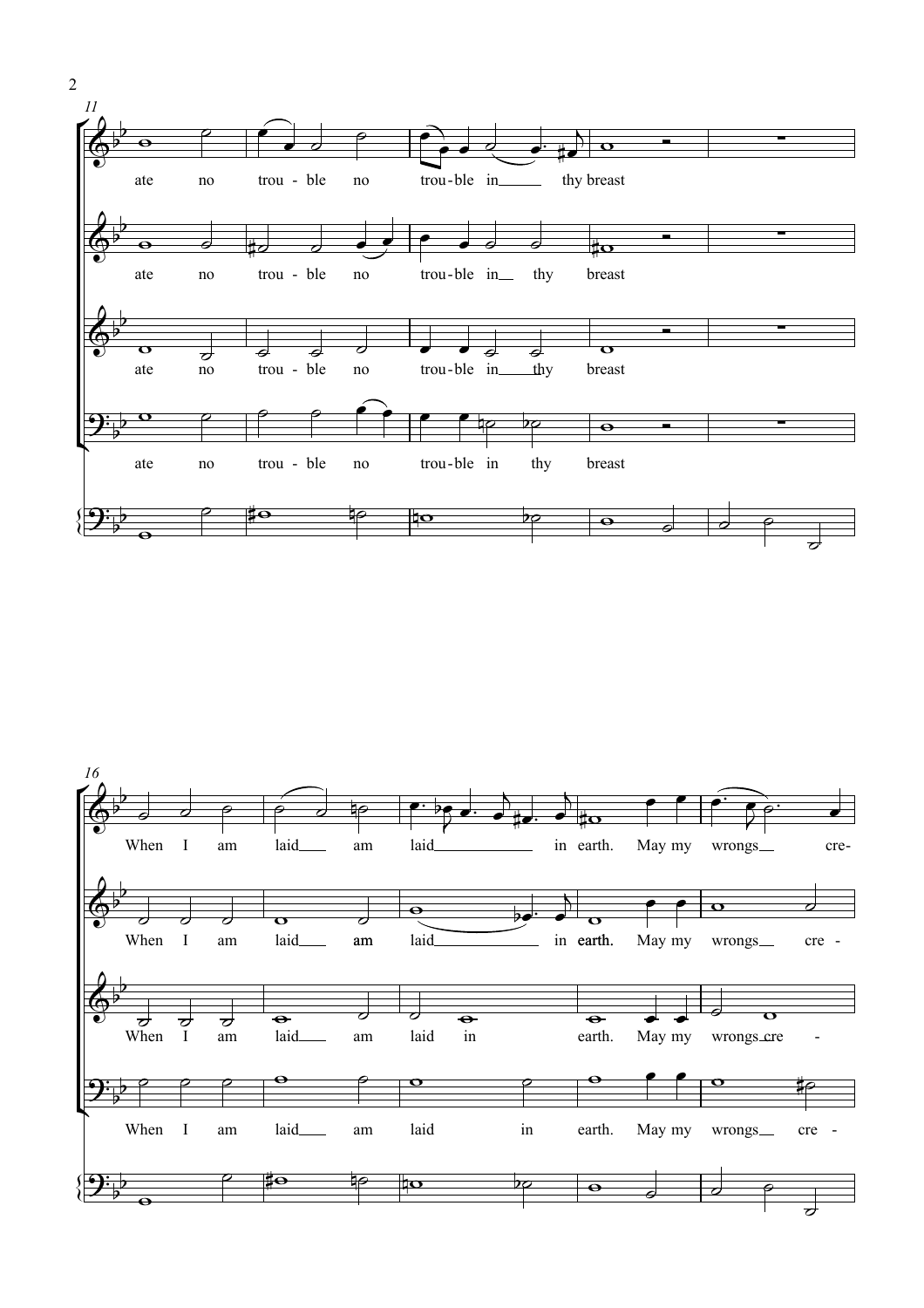11

ate no trou - ble no trou - ble in thy breast

ate no trou - ble no trou - ble in thy breast

ate no trou - ble no trou - ble in thy breast

ate no trou - ble no trou - ble in thy breast

16

When I am laid am laid in earth. May my wrongs cre-

When I am laid am laid in earth. May my wrongs cre -

When I am laid am laid in earth. May my wrongs cre -

When I am laid am laid in earth. May my wrongs cre -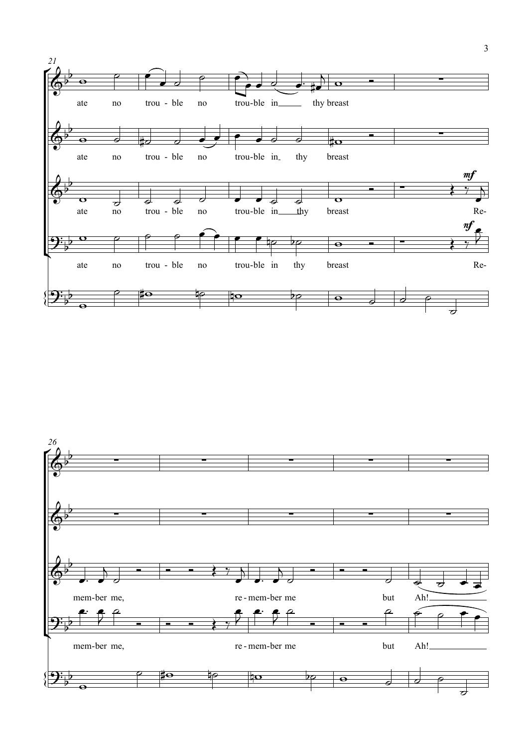21

ate no trou - ble no trou-ble in thy breast

ate no trou - ble no trou-ble in thy breast

*mf*

ate no trou - ble no trou-ble in thy breast Re-

*mf*

ate no trou - ble no trou-ble in thy breast Re-

26

mem-ber me, re - mem-ber me but Ah!

mem-ber me, re - mem-ber me but Ah!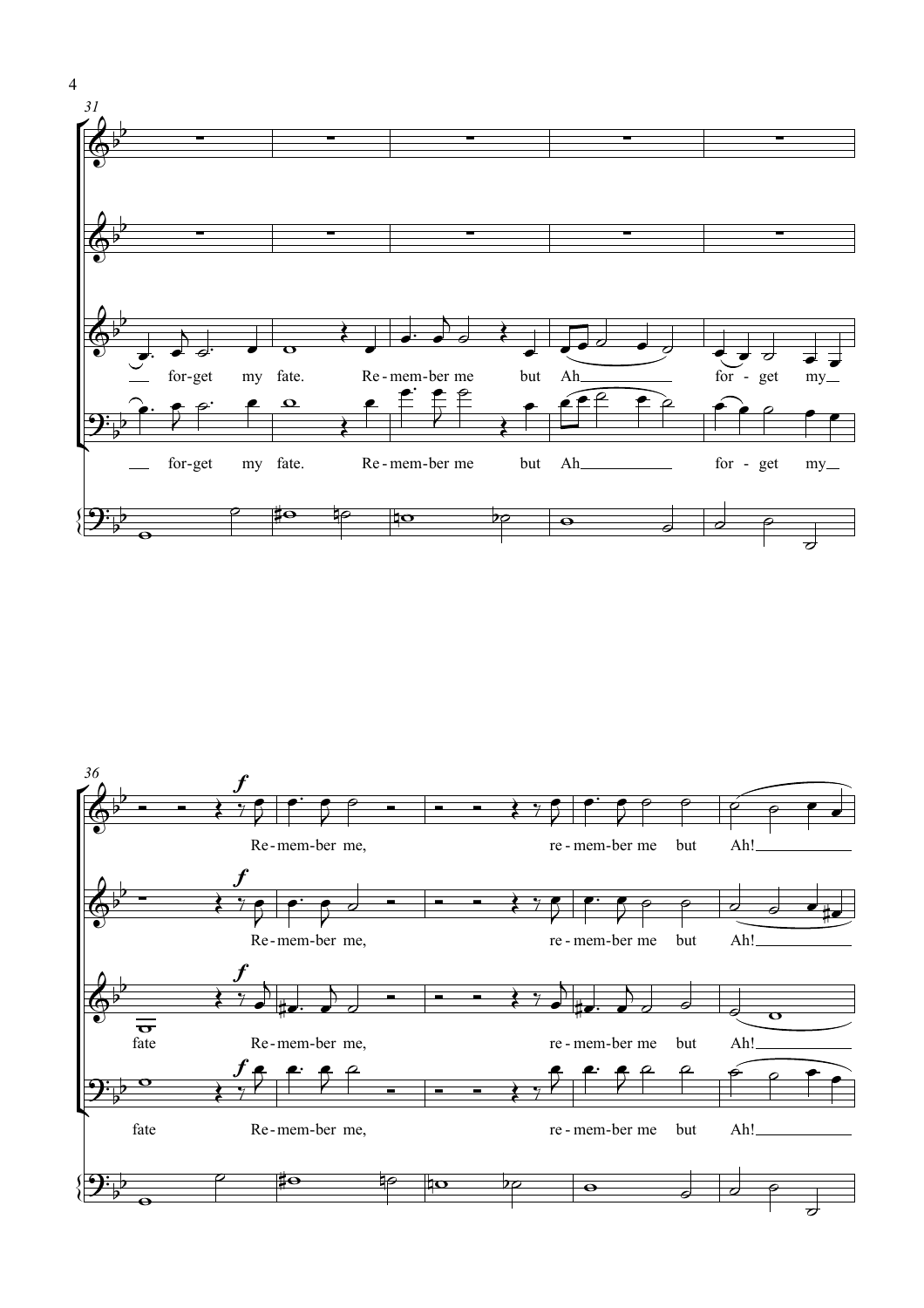31

for-get my fate. Re-mem-ber me but Ah for - get my

for-get my fate. Re-mem-ber me but Ah for - get my

36

*f*

Re-mem-ber me, re - mem-ber me but Ah!

*f*

Re-mem-ber me, re - mem-ber me but Ah!

*f*

fate Re-mem-ber me, re - mem-ber me but Ah!

*f*

fate Re-mem-ber me, re - mem-ber me but Ah!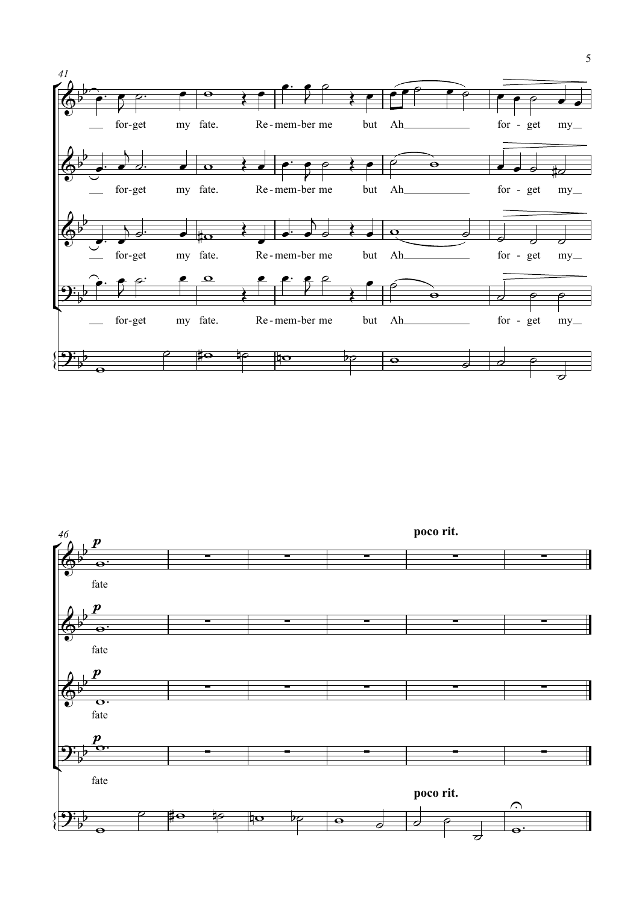41

for-get my fate. Re-mem-ber me but Ah for - get my

46

*p*

fate

**poco rit.**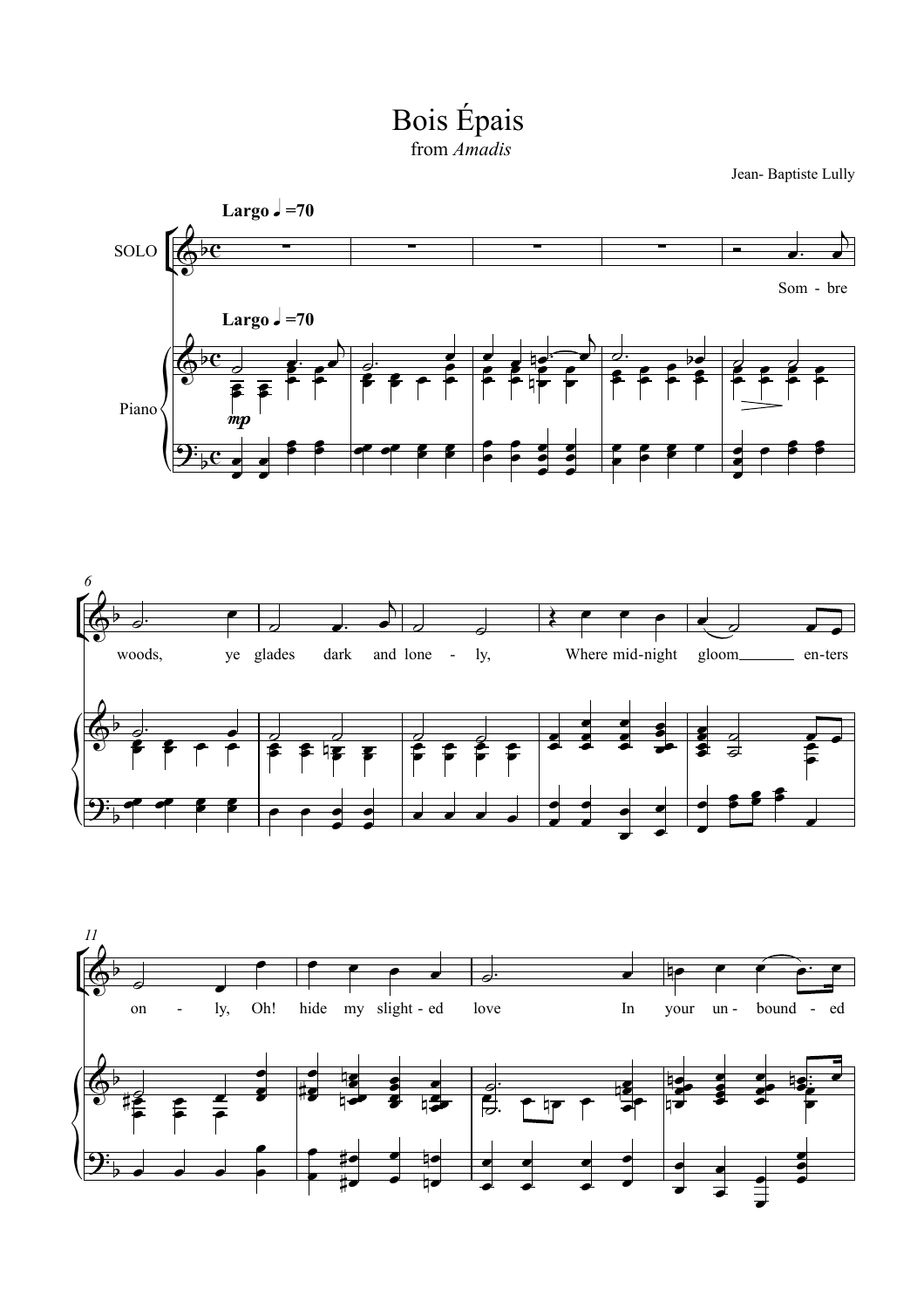# Bois Épais

from *Amadis*

Jean- Baptiste Lully

**Largo** ♩ =70

SOLO

Piano

*mp*

Som - bre woods, ye glades dark and lone - ly, Where mid-night gloom en-ters on - ly, Oh! hide my slight - ed love In your un - bound - ed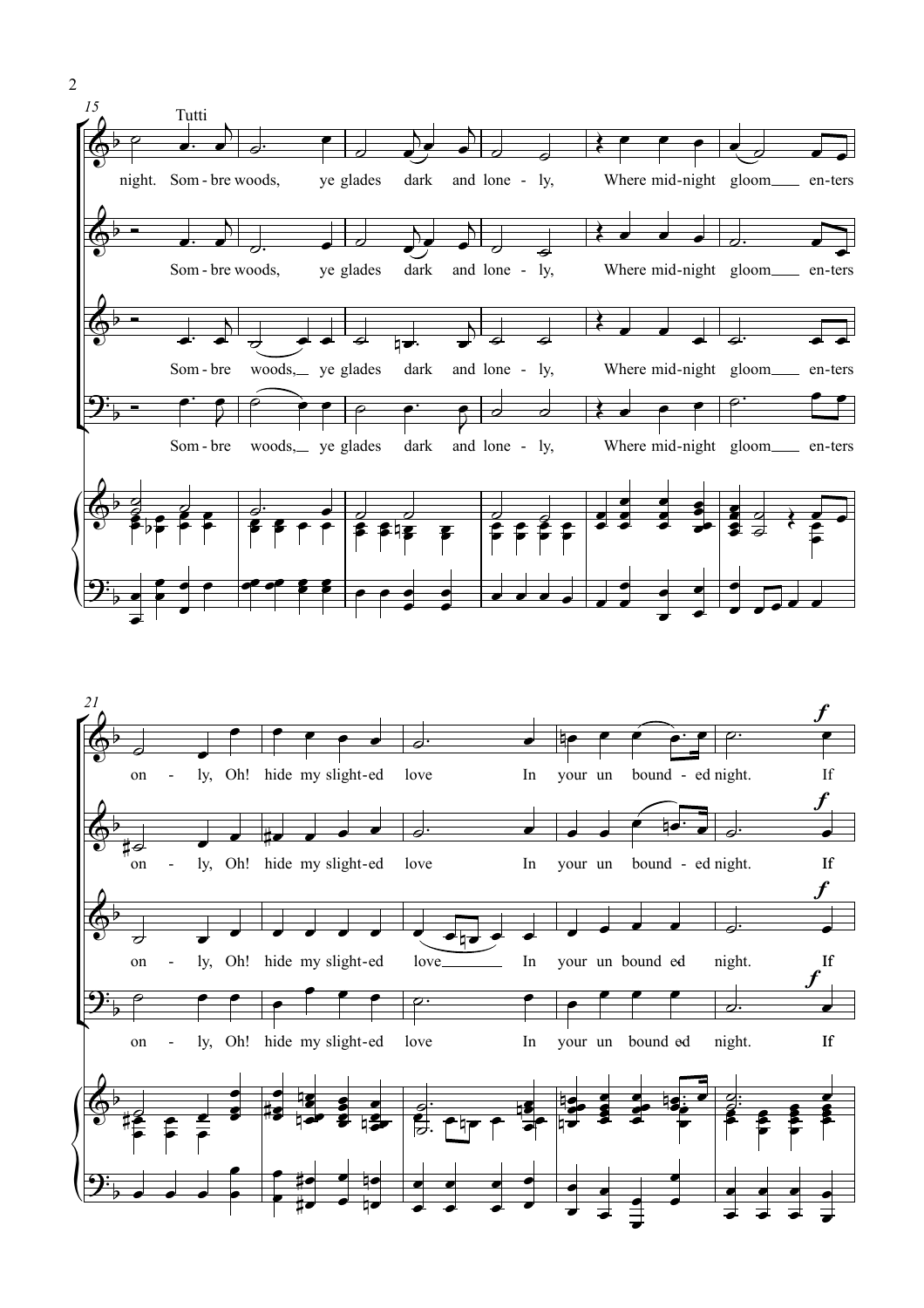Tutti

night. Som - bre woods, ye glades dark and lone - ly, Where mid-night gloom en-ters

on - ly, Oh! hide my slight-ed love In your un bound - ed night. If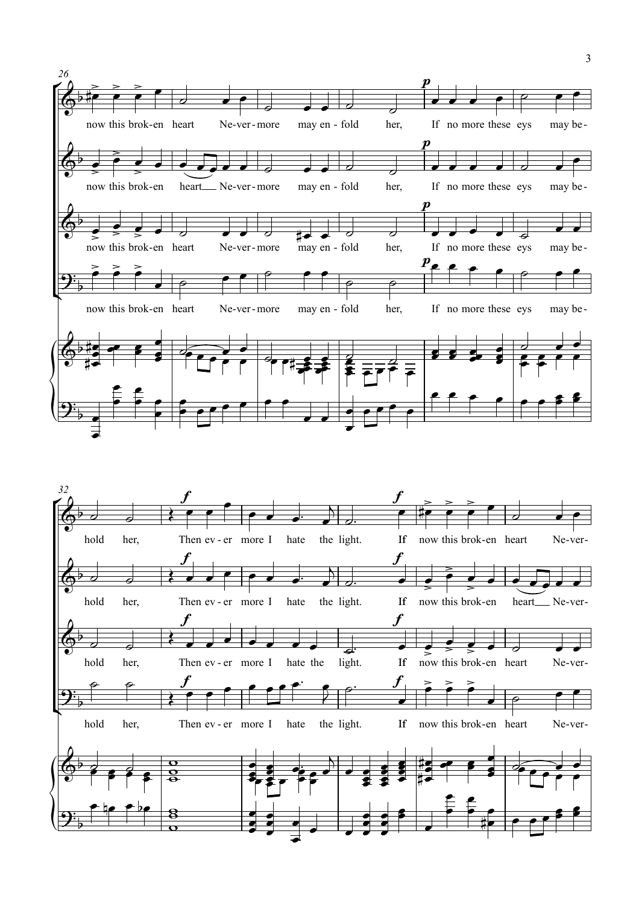now this brok-en heart Ne-ver-more may en-fold her, If no more these eys may be-

hold her, Then ev-er more I hate the light. If now this brok-en heart Ne-ver-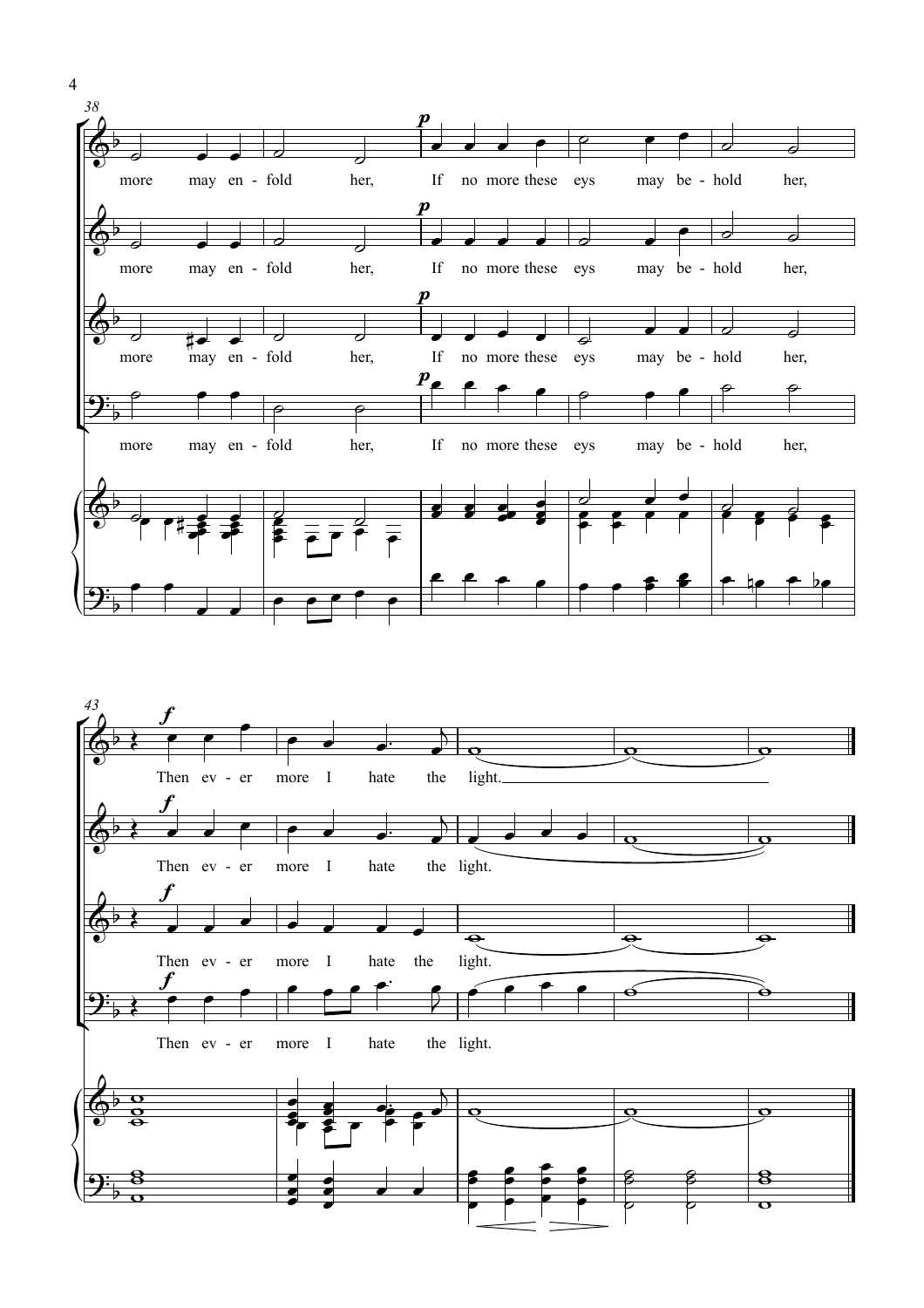38

more may en - fold her, If no more these eys may be - hold her,

43

Then ev - er more I hate the light.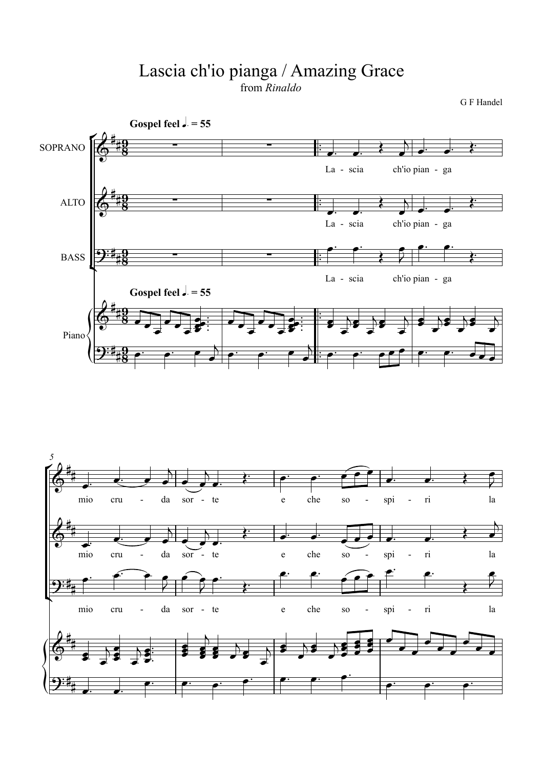# Lascia ch'io pianga / Amazing Grace

from *Rinaldo*

G F Handel

**Gospel feel** ♩. = 55

SOPRANO

ALTO

BASS

Piano

La - scia ch'io pian - ga

mio cru - da sor - te e che so - spi - ri la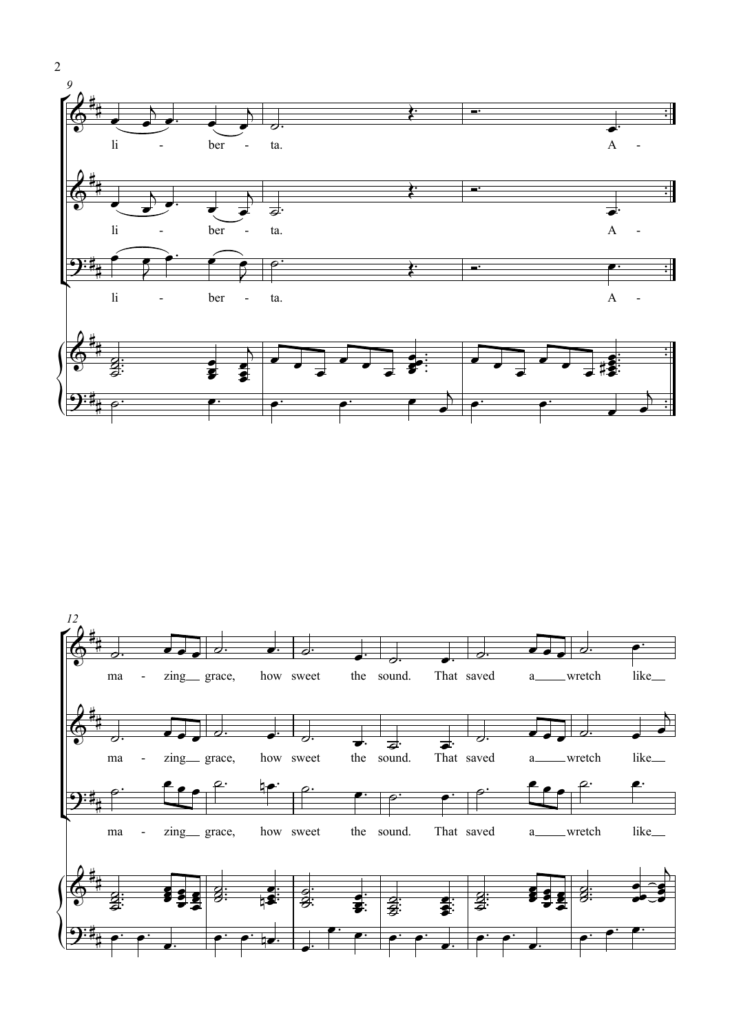li - ber - ta. A -

li - ber - ta. A -

li - ber - ta. A -

ma - zing grace, how sweet the sound. That saved a wretch like

ma - zing grace, how sweet the sound. That saved a wretch like

ma - zing grace, how sweet the sound. That saved a wretch like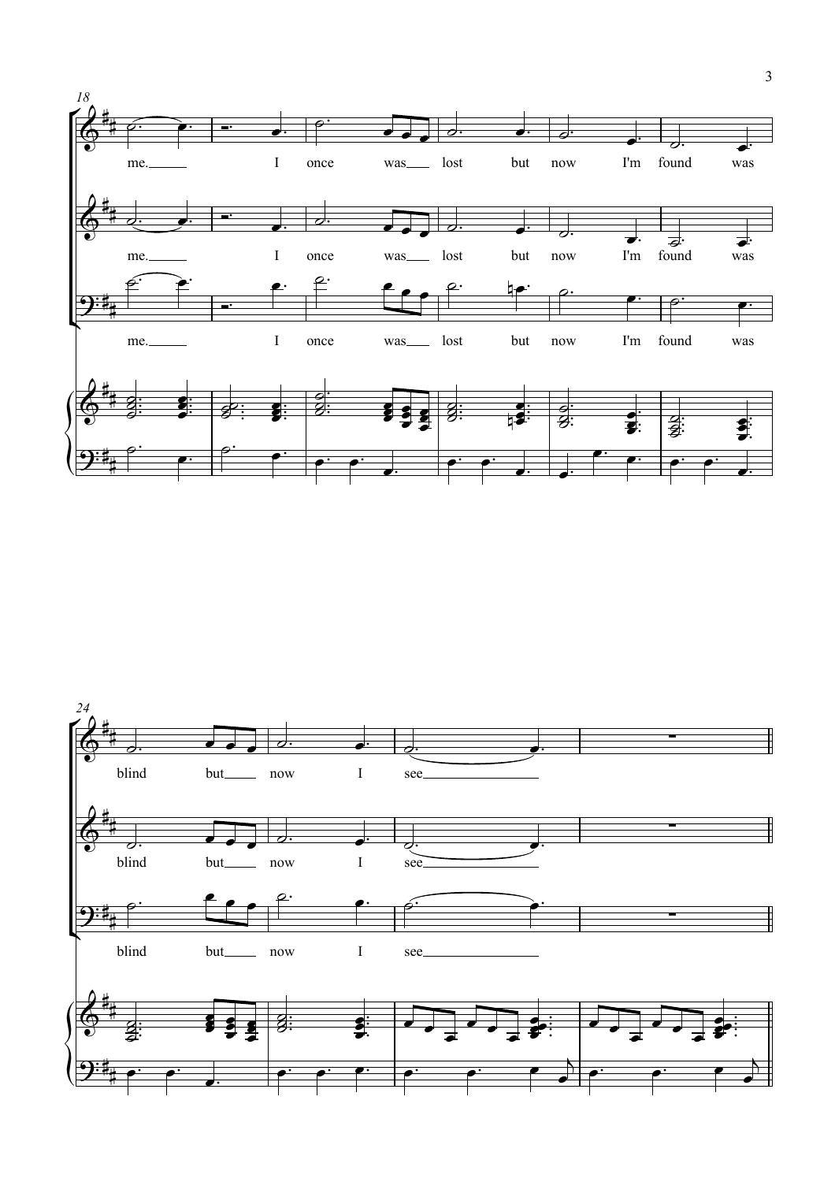18

me. I once was lost but now I'm found was

me. I once was lost but now I'm found was

me. I once was lost but now I'm found was

24

blind but now I see

blind but now I see

blind but now I see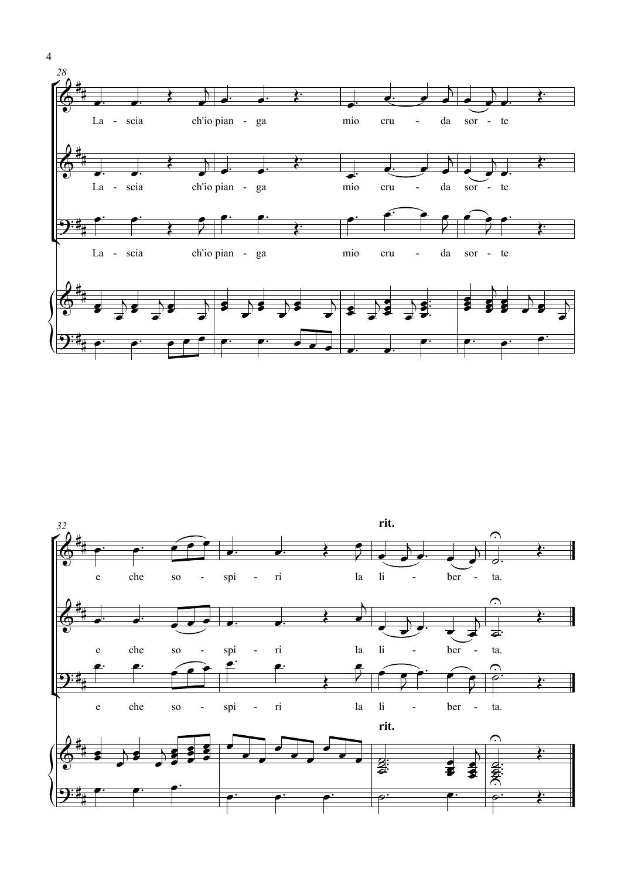28

La - scia ch'io pian - ga mio cru - da sor - te

32

rit.

e che so - spi - ri la li - ber - ta.